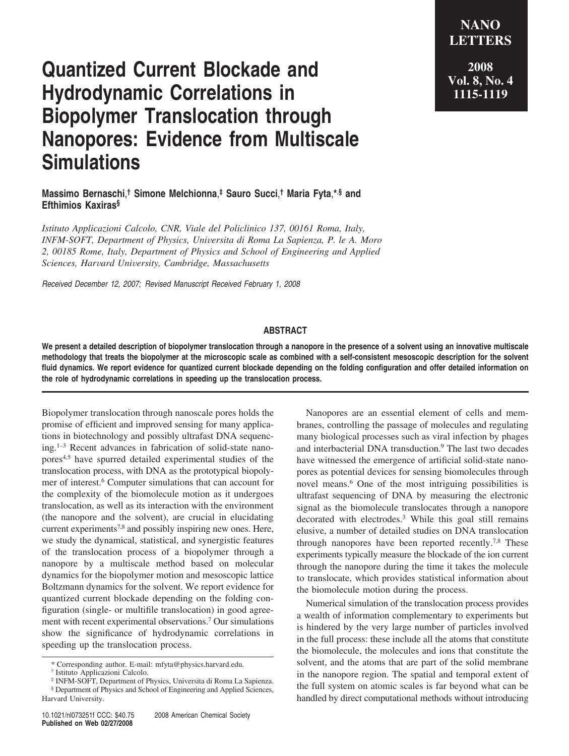# Quantized Current Blockade and Hydrodynamic Correlations in Biopolymer Translocation through Nanopores: Evidence from Multiscale Simulations

**Massimo Bernaschi,[†] Simone Melchionna,[‡] Sauro Succi,[†] Maria Fyta,[*,§] and Efthimios Kaxiras[§]**

*Istituto Applicazioni Calcolo, CNR, Viale del Policlinico 137, 00161 Roma, Italy, INFM-SOFT, Department of Physics, Universita di Roma La Sapienza, P. le A. Moro 2, 00185 Rome, Italy, Department of Physics and School of Engineering and Applied Sciences, Harvard University, Cambridge, Massachusetts*

*Received December 12, 2007; Revised Manuscript Received February 1, 2008*

## ABSTRACT

**We present a detailed description of biopolymer translocation through a nanopore in the presence of a solvent using an innovative multiscale methodology that treats the biopolymer at the microscopic scale as combined with a self-consistent mesoscopic description for the solvent fluid dynamics. We report evidence for quantized current blockade depending on the folding configuration and offer detailed information on the role of hydrodynamic correlations in speeding up the translocation process.**

Biopolymer translocation through nanoscale pores holds the promise of efficient and improved sensing for many applications in biotechnology and possibly ultrafast DNA sequencing.[1–3] Recent advances in fabrication of solid-state nanopores[4,5] have spurred detailed experimental studies of the translocation process, with DNA as the prototypical biopolymer of interest.[6] Computer simulations that can account for the complexity of the biomolecule motion as it undergoes translocation, as well as its interaction with the environment (the nanopore and the solvent), are crucial in elucidating current experiments[7,8] and possibly inspiring new ones. Here, we study the dynamical, statistical, and synergistic features of the translocation process of a biopolymer through a nanopore by a multiscale method based on molecular dynamics for the biopolymer motion and mesoscopic lattice Boltzmann dynamics for the solvent. We report evidence for quantized current blockade depending on the folding configuration (single- or multifile translocation) in good agreement with recent experimental observations.[7] Our simulations show the significance of hydrodynamic correlations in speeding up the translocation process.

Nanopores are an essential element of cells and membranes, controlling the passage of molecules and regulating many biological processes such as viral infection by phages and interbacterial DNA transduction.[9] The last two decades have witnessed the emergence of artificial solid-state nanopores as potential devices for sensing biomolecules through novel means.[6] One of the most intriguing possibilities is ultrafast sequencing of DNA by measuring the electronic signal as the biomolecule translocates through a nanopore decorated with electrodes.[3] While this goal still remains elusive, a number of detailed studies on DNA translocation through nanopores have been reported recently.[7,8] These experiments typically measure the blockade of the ion current through the nanopore during the time it takes the molecule to translocate, which provides statistical information about the biomolecule motion during the process.

Numerical simulation of the translocation process provides a wealth of information complementary to experiments but is hindered by the very large number of particles involved in the full process: these include all the atoms that constitute the biomolecule, the molecules and ions that constitute the solvent, and the atoms that are part of the solid membrane in the nanopore region. The spatial and temporal extent of the full system on atomic scales is far beyond what can be handled by direct computational methods without introducing

---

\* Corresponding author. E-mail: mfyta@physics.harvard.edu.

† Istituto Applicazioni Calcolo.

‡ INFM-SOFT, Department of Physics, Universita di Roma La Sapienza.

§ Department of Physics and School of Engineering and Applied Sciences, Harvard University.

10.1021/nl073251f CCC: $40.75 © 2008 American Chemical Society
**Published on Web 02/27/2008**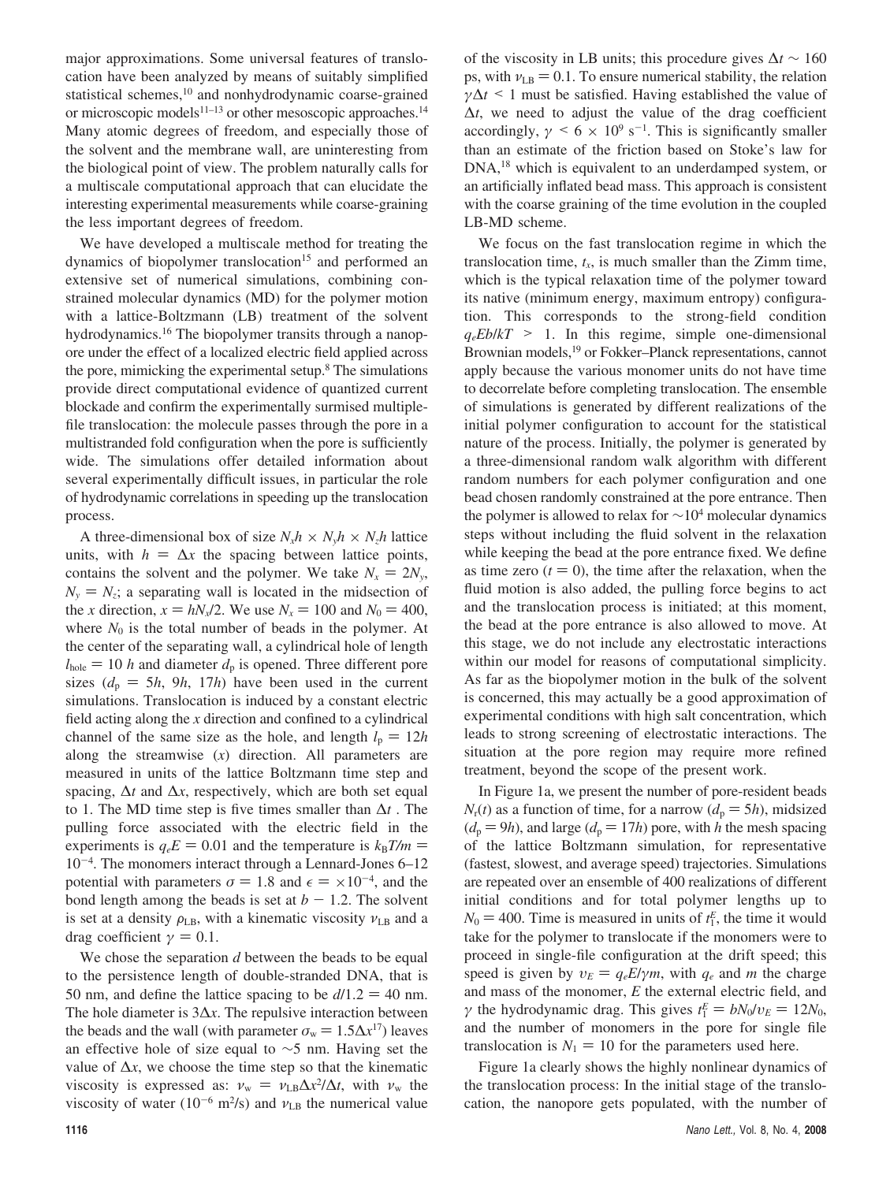major approximations. Some universal features of translocation have been analyzed by means of suitably simplified statistical schemes,[10] and nonhydrodynamic coarse-grained or microscopic models[11–13] or other mesoscopic approaches.[14] Many atomic degrees of freedom, and especially those of the solvent and the membrane wall, are uninteresting from the biological point of view. The problem naturally calls for a multiscale computational approach that can elucidate the interesting experimental measurements while coarse-graining the less important degrees of freedom.

We have developed a multiscale method for treating the dynamics of biopolymer translocation[15] and performed an extensive set of numerical simulations, combining constrained molecular dynamics (MD) for the polymer motion with a lattice-Boltzmann (LB) treatment of the solvent hydrodynamics.[16] The biopolymer transits through a nanopore under the effect of a localized electric field applied across the pore, mimicking the experimental setup.[8] The simulations provide direct computational evidence of quantized current blockade and confirm the experimentally surmised multiple-file translocation: the molecule passes through the pore in a multistranded fold configuration when the pore is sufficiently wide. The simulations offer detailed information about several experimentally difficult issues, in particular the role of hydrodynamic correlations in speeding up the translocation process.

A three-dimensional box of size $N_xh \times N_yh \times N_zh$ lattice units, with $h = \Delta x$ the spacing between lattice points, contains the solvent and the polymer. We take $N_x = 2N_y$, $N_y = N_z$; a separating wall is located in the midsection of the $x$ direction, $x = hN_x/2$. We use $N_x = 100$ and $N_0 = 400$, where $N_0$ is the total number of beads in the polymer. At the center of the separating wall, a cylindrical hole of length $l_{\text{hole}} = 10\ h$ and diameter $d_p$ is opened. Three different pore sizes ($d_p = 5h$, $9h$, $17h$) have been used in the current simulations. Translocation is induced by a constant electric field acting along the $x$ direction and confined to a cylindrical channel of the same size as the hole, and length $l_p = 12h$ along the streamwise ($x$) direction. All parameters are measured in units of the lattice Boltzmann time step and spacing, $\Delta t$ and $\Delta x$, respectively, which are both set equal to 1. The MD time step is five times smaller than $\Delta t$ . The pulling force associated with the electric field in the experiments is $q_eE = 0.01$ and the temperature is $k_BT/m = 10^{-4}$. The monomers interact through a Lennard-Jones 6–12 potential with parameters $\sigma = 1.8$ and $\epsilon = \times 10^{-4}$, and the bond length among the beads is set at $b - 1.2$. The solvent is set at a density $\rho_{\text{LB}}$, with a kinematic viscosity $\nu_{\text{LB}}$ and a drag coefficient $\gamma = 0.1$.

We chose the separation $d$ between the beads to be equal to the persistence length of double-stranded DNA, that is 50 nm, and define the lattice spacing to be $d/1.2 = 40$ nm. The hole diameter is $3\Delta x$. The repulsive interaction between the beads and the wall (with parameter $\sigma_w = 1.5\Delta x^{17}$) leaves an effective hole of size equal to ~5 nm. Having set the value of $\Delta x$, we choose the time step so that the kinematic viscosity is expressed as: $\nu_w = \nu_{\text{LB}}\Delta x^2/\Delta t$, with $\nu_w$ the viscosity of water ($10^{-6}$ m$^2$/s) and $\nu_{\text{LB}}$ the numerical value of the viscosity in LB units; this procedure gives $\Delta t \sim 160$ ps, with $\nu_{\text{LB}} = 0.1$. To ensure numerical stability, the relation $\gamma\Delta t < 1$ must be satisfied. Having established the value of $\Delta t$, we need to adjust the value of the drag coefficient accordingly, $\gamma < 6 \times 10^9$ s$^{-1}$. This is significantly smaller than an estimate of the friction based on Stoke's law for DNA,[18] which is equivalent to an underdamped system, or an artificially inflated bead mass. This approach is consistent with the coarse graining of the time evolution in the coupled LB-MD scheme.

We focus on the fast translocation regime in which the translocation time, $t_x$, is much smaller than the Zimm time, which is the typical relaxation time of the polymer toward its native (minimum energy, maximum entropy) configuration. This corresponds to the strong-field condition $q_eEb/kT > 1$. In this regime, simple one-dimensional Brownian models,[19] or Fokker–Planck representations, cannot apply because the various monomer units do not have time to decorrelate before completing translocation. The ensemble of simulations is generated by different realizations of the initial polymer configuration to account for the statistical nature of the process. Initially, the polymer is generated by a three-dimensional random walk algorithm with different random numbers for each polymer configuration and one bead chosen randomly constrained at the pore entrance. Then the polymer is allowed to relax for ~$10^4$ molecular dynamics steps without including the fluid solvent in the relaxation while keeping the bead at the pore entrance fixed. We define as time zero ($t = 0$), the time after the relaxation, when the fluid motion is also added, the pulling force begins to act and the translocation process is initiated; at this moment, the bead at the pore entrance is also allowed to move. At this stage, we do not include any electrostatic interactions within our model for reasons of computational simplicity. As far as the biopolymer motion in the bulk of the solvent is concerned, this may actually be a good approximation of experimental conditions with high salt concentration, which leads to strong screening of electrostatic interactions. The situation at the pore region may require more refined treatment, beyond the scope of the present work.

In Figure 1a, we present the number of pore-resident beads $N_r(t)$ as a function of time, for a narrow ($d_p = 5h$), midsized ($d_p = 9h$), and large ($d_p = 17h$) pore, with $h$ the mesh spacing of the lattice Boltzmann simulation, for representative (fastest, slowest, and average speed) trajectories. Simulations are repeated over an ensemble of 400 realizations of different initial conditions and for total polymer lengths up to $N_0 = 400$. Time is measured in units of $t_1^E$, the time it would take for the polymer to translocate if the monomers were to proceed in single-file configuration at the drift speed; this speed is given by $v_E = q_eE/\gamma m$, with $q_e$ and $m$ the charge and mass of the monomer, $E$ the external electric field, and $\gamma$ the hydrodynamic drag. This gives $t_1^E = bN_0/v_E = 12N_0$, and the number of monomers in the pore for single file translocation is $N_1 = 10$ for the parameters used here.

Figure 1a clearly shows the highly nonlinear dynamics of the translocation process: In the initial stage of the translocation, the nanopore gets populated, with the number of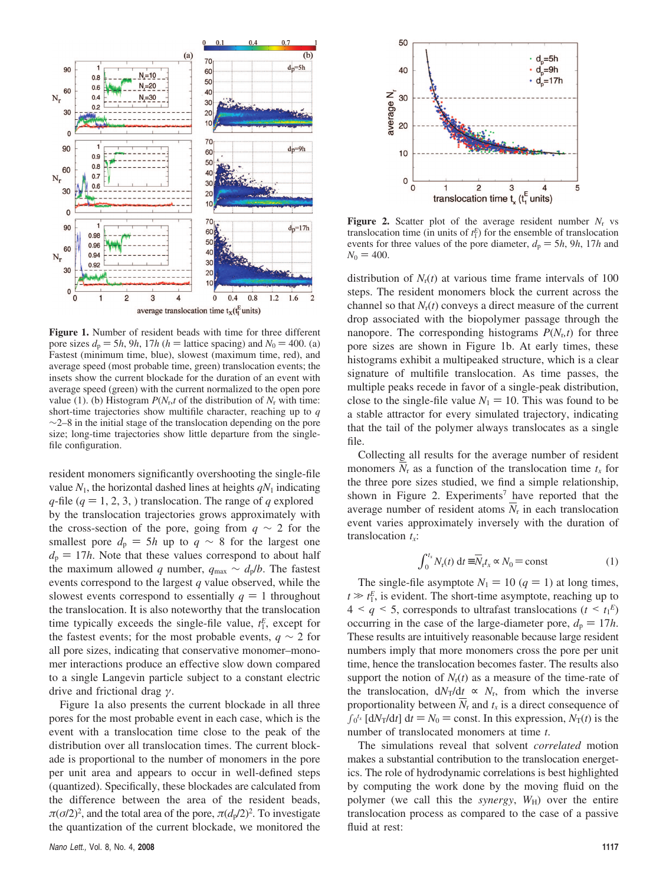**Figure 1.** Number of resident beads with time for three different pore sizes $d_p = 5h$, $9h$, $17h$ ($h$ = lattice spacing) and $N_0 = 400$. (a) Fastest (minimum time, blue), slowest (maximum time, red), and average speed (most probable time, green) translocation events; the insets show the current blockade for the duration of an event with average speed (green) with the current normalized to the open pore value (1). (b) Histogram $P(N_r,t)$ of the distribution of $N_r$ with time: short-time trajectories show multifile character, reaching up to $q$ ~2–8 in the initial stage of the translocation depending on the pore size; long-time trajectories show little departure from the single-file configuration.

resident monomers significantly overshooting the single-file value $N_1$, the horizontal dashed lines at heights $qN_1$ indicating $q$-file ($q$ = 1, 2, 3, ) translocation. The range of $q$ explored by the translocation trajectories grows approximately with the cross-section of the pore, going from $q \sim 2$ for the smallest pore $d_p = 5h$ up to $q \sim 8$ for the largest one $d_p = 17h$. Note that these values correspond to about half the maximum allowed $q$ number, $q_{max} \sim d_p/b$. The fastest events correspond to the largest $q$ value observed, while the slowest events correspond to essentially $q = 1$ throughout the translocation. It is also noteworthy that the translocation time typically exceeds the single-file value, $t_1^E$, except for the fastest events; for the most probable events, $q \sim 2$ for all pore sizes, indicating that conservative monomer–monomer interactions produce an effective slow down compared to a single Langevin particle subject to a constant electric drive and frictional drag $\gamma$.

Figure 1a also presents the current blockade in all three pores for the most probable event in each case, which is the event with a translocation time close to the peak of the distribution over all translocation times. The current blockade is proportional to the number of monomers in the pore per unit area and appears to occur in well-defined steps (quantized). Specifically, these blockades are calculated from the difference between the area of the resident beads, $\pi(\sigma/2)^2$, and the total area of the pore, $\pi(d_p/2)^2$. To investigate the quantization of the current blockade, we monitored the distribution of $N_r(t)$ at various time frame intervals of 100 steps. The resident monomers block the current across the channel so that $N_r(t)$ conveys a direct measure of the current drop associated with the biopolymer passage through the nanopore. The corresponding histograms $P(N_r,t)$ for three pore sizes are shown in Figure 1b. At early times, these histograms exhibit a multipeaked structure, which is a clear signature of multifile translocation. As time passes, the multiple peaks recede in favor of a single-peak distribution, close to the single-file value $N_1 = 10$. This was found to be a stable attractor for every simulated trajectory, indicating that the tail of the polymer always translocates as a single file.

**Figure 2.** Scatter plot of the average resident number $N_r$ vs translocation time (in units of $t_1^E$) for the ensemble of translocation events for three values of the pore diameter, $d_p = 5h$, $9h$, $17h$ and $N_0 = 400$.

Collecting all results for the average number of resident monomers $\overline{N}_r$ as a function of the translocation time $t_x$ for the three pore sizes studied, we find a simple relationship, shown in Figure 2. Experiments[7] have reported that the average number of resident atoms $\overline{N}_r$ in each translocation event varies approximately inversely with the duration of translocation $t_x$:

$$\int_0^{t_x} N_r(t)\, dt \equiv \overline{N}_r t_x \propto N_0 = \text{const} \tag{1}$$

The single-file asymptote $N_1 = 10$ ($q = 1$) at long times, $t \gg t_1^E$, is evident. The short-time asymptote, reaching up to $4 < q < 5$, corresponds to ultrafast translocations ($t < t_1^E$) occurring in the case of the large-diameter pore, $d_p = 17h$. These results are intuitively reasonable because large resident numbers imply that more monomers cross the pore per unit time, hence the translocation becomes faster. The results also support the notion of $N_r(t)$ as a measure of the time-rate of the translocation, $dN_T/dt \propto N_r$, from which the inverse proportionality between $\overline{N}_r$ and $t_x$ is a direct consequence of $\int_0^{t_x} [dN_T/dt]\, dt = N_0 = \text{const}$. In this expression, $N_T(t)$ is the number of translocated monomers at time $t$.

The simulations reveal that solvent *correlated* motion makes a substantial contribution to the translocation energetics. The role of hydrodynamic correlations is best highlighted by computing the work done by the moving fluid on the polymer (we call this the *synergy*, $W_H$) over the entire translocation process as compared to the case of a passive fluid at rest: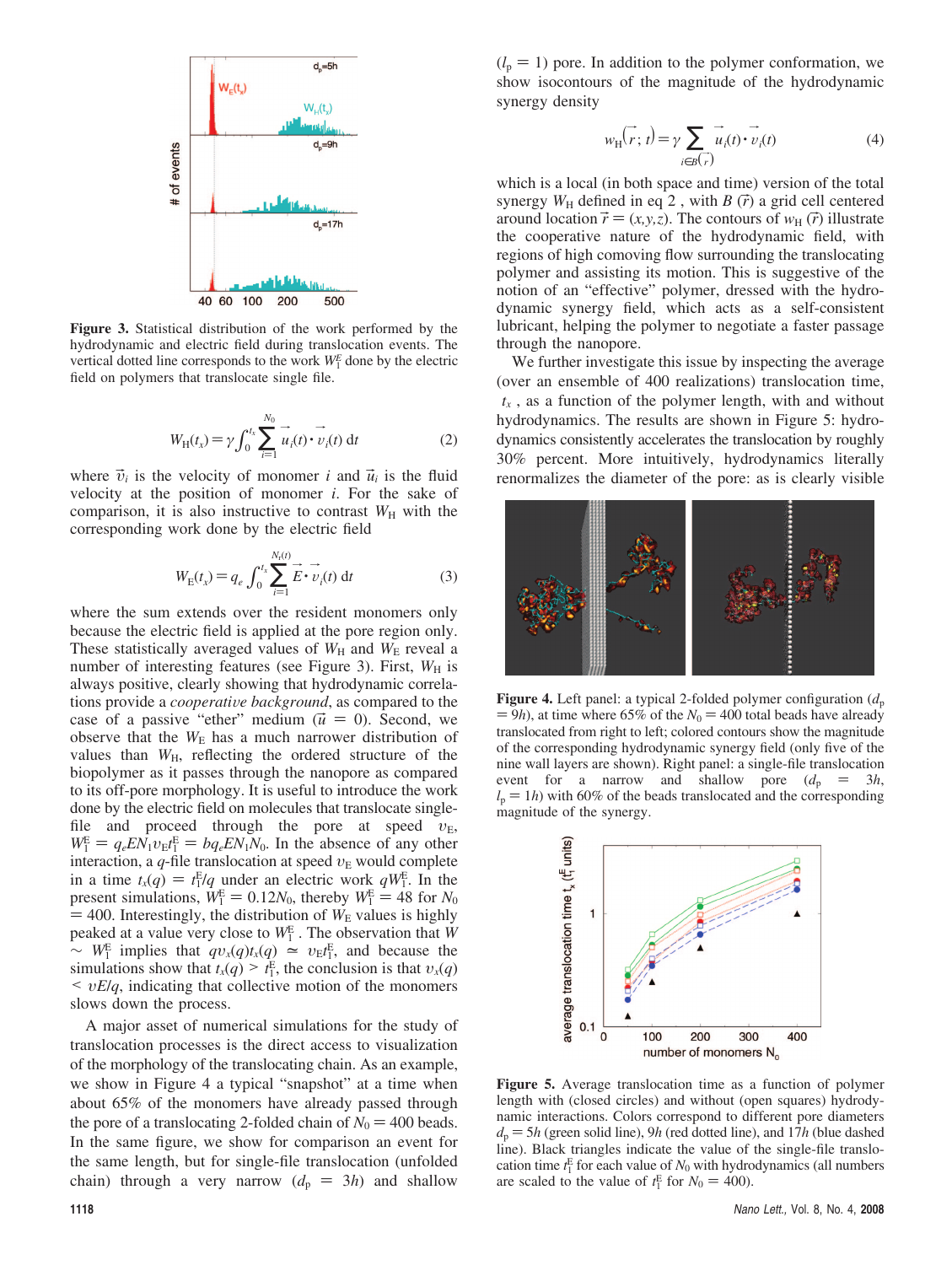Figure 3. Statistical distribution of the work performed by the hydrodynamic and electric field during translocation events. The vertical dotted line corresponds to the work $W_1^E$ done by the electric field on polymers that translocate single file.

$$W_H(t_x) = \gamma \int_0^{t_x} \sum_{i=1}^{N_0} \vec{u}_i(t) \cdot \vec{v}_i(t)\, dt \tag{2}$$

where $\vec{v}_i$ is the velocity of monomer $i$ and $\vec{u}_i$ is the fluid velocity at the position of monomer $i$. For the sake of comparison, it is also instructive to contrast $W_H$ with the corresponding work done by the electric field

$$W_E(t_x) = q_e \int_0^{t_x} \sum_{i=1}^{N_x(t)} \vec{E} \cdot \vec{v}_i(t)\, dt \tag{3}$$

where the sum extends over the resident monomers only because the electric field is applied at the pore region only. These statistically averaged values of $W_H$ and $W_E$ reveal a number of interesting features (see Figure 3). First, $W_H$ is always positive, clearly showing that hydrodynamic correlations provide a *cooperative background*, as compared to the case of a passive "ether" medium ($\vec{u} = 0$). Second, we observe that the $W_E$ has a much narrower distribution of values than $W_H$, reflecting the ordered structure of the biopolymer as it passes through the nanopore as compared to its off-pore morphology. It is useful to introduce the work done by the electric field on molecules that translocate single-file and proceed through the pore at speed $v_E$, $W_1^E = q_e E N_1 v_E t_1^E = b q_e E N_1 N_0$. In the absence of any other interaction, a $q$-file translocation at speed $v_E$ would complete in a time $t_x(q) = t_1^E/q$ under an electric work $qW_1^E$. In the present simulations, $W_1^E = 0.12N_0$, thereby $W_1^E = 48$ for $N_0 = 400$. Interestingly, the distribution of $W_E$ values is highly peaked at a value very close to $W_1^E$. The observation that $W \sim W_1^E$ implies that $qv_x(q)t_x(q) \simeq v_E t_1^E$, and because the simulations show that $t_x(q) > t_1^E$, the conclusion is that $v_x(q) < vE/q$, indicating that collective motion of the monomers slows down the process.

A major asset of numerical simulations for the study of translocation processes is the direct access to visualization of the morphology of the translocating chain. As an example, we show in Figure 4 a typical "snapshot" at a time when about 65% of the monomers have already passed through the pore of a translocating 2-folded chain of $N_0 = 400$ beads. In the same figure, we show for comparison an event for the same length, but for single-file translocation (unfolded chain) through a very narrow ($d_p = 3h$) and shallow ($l_p = 1$) pore. In addition to the polymer conformation, we show isocontours of the magnitude of the hydrodynamic synergy density

$$w_H(\vec{r}; t) = \gamma \sum_{i \in B(\vec{r})} \vec{u}_i(t) \cdot \vec{v}_i(t) \tag{4}$$

which is a local (in both space and time) version of the total synergy $W_H$ defined in eq 2, with $B(\vec{r})$ a grid cell centered around $\vec{r} = (x,y,z)$. The contours of $w_H(\vec{r})$ illustrate the cooperative nature of the hydrodynamic field, with regions of high comoving flow surrounding the translocating polymer and assisting its motion. This is suggestive of the notion of an "effective" polymer, dressed with the hydrodynamic synergy field, which acts as a self-consistent lubricant, helping the polymer to negotiate a faster passage through the nanopore.

We further investigate this issue by inspecting the average (over an ensemble of 400 realizations) translocation time, $t_x$, as a function of the polymer length, with and without hydrodynamics. The results are shown in Figure 5: hydrodynamics consistently accelerates the translocation by roughly 30% percent. More intuitively, hydrodynamics literally renormalizes the diameter of the pore: as is clearly visible

Figure 4. Left panel: a typical 2-folded polymer configuration ($d_p = 9h$), at time where 65% of the $N_0 = 400$ total beads have already translocated from right to left; colored contours show the magnitude of the corresponding hydrodynamic synergy field (only five of the nine wall layers are shown). Right panel: a single-file translocation event for a narrow and shallow pore ($d_p = 3h$, $l_p = 1h$) with 60% of the beads translocated and the corresponding magnitude of the synergy.

Figure 5. Average translocation time as a function of polymer length with (closed circles) and without (open squares) hydrodynamic interactions. Colors correspond to different pore diameters $d_p = 5h$ (green solid line), $9h$ (red dotted line), and $17h$ (blue dashed line). Black triangles indicate the value of the single-file translocation time $t_1^E$ for each value of $N_0$ with hydrodynamics (all numbers are scaled to the value of $t_1^E$ for $N_0 = 400$).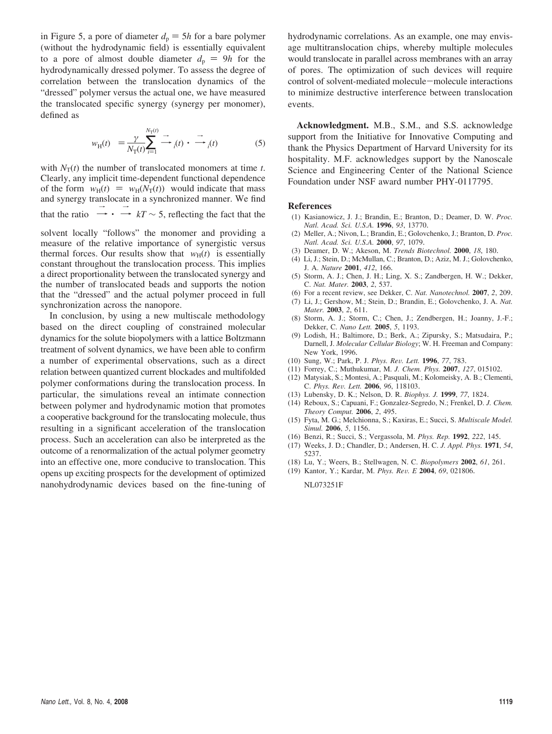in Figure 5, a pore of diameter $d_p = 5h$ for a bare polymer (without the hydrodynamic field) is essentially equivalent to a pore of almost double diameter $d_p = 9h$ for the hydrodynamically dressed polymer. To assess the degree of correlation between the translocation dynamics of the "dressed" polymer versus the actual one, we have measured the translocated specific synergy (synergy per monomer), defined as

$$w_H(t) = \frac{\gamma}{N_T(t)} \sum_{i=1}^{N_T(t)} \overrightarrow{\ }_i(t) \cdot \overrightarrow{\ }_i(t) \qquad (5)$$

with $N_T(t)$ the number of translocated monomers at time $t$. Clearly, any implicit time-dependent functional dependence of the form $w_H(t) = w_H(N_T(t))$ would indicate that mass and synergy translocate in a synchronized manner. We find that the ratio $\overrightarrow{\ } \cdot \overrightarrow{\ }$ $kT \sim 5$, reflecting the fact that the solvent locally "follows" the monomer and providing a measure of the relative importance of synergistic versus thermal forces. Our results show that $w_H(t)$ is essentially constant throughout the translocation process. This implies a direct proportionality between the translocated synergy and the number of translocated beads and supports the notion that the "dressed" and the actual polymer proceed in full synchronization across the nanopore.

In conclusion, by using a new multiscale methodology based on the direct coupling of constrained molecular dynamics for the solute biopolymers with a lattice Boltzmann treatment of solvent dynamics, we have been able to confirm a number of experimental observations, such as a direct relation between quantized current blockades and multifolded polymer conformations during the translocation process. In particular, the simulations reveal an intimate connection between polymer and hydrodynamic motion that promotes a cooperative background for the translocating molecule, thus resulting in a significant acceleration of the translocation process. Such an acceleration can also be interpreted as the outcome of a renormalization of the actual polymer geometry into an effective one, more conducive to translocation. This opens up exciting prospects for the development of optimized nanohydrodynamic devices based on the fine-tuning of hydrodynamic correlations. As an example, one may envisage multitranslocation chips, whereby multiple molecules would translocate in parallel across membranes with an array of pores. The optimization of such devices will require control of solvent-mediated molecule–molecule interactions to minimize destructive interference between translocation events.

**Acknowledgment.** M.B., S.M., and S.S. acknowledge support from the Initiative for Innovative Computing and thank the Physics Department of Harvard University for its hospitality. M.F. acknowledges support by the Nanoscale Science and Engineering Center of the National Science Foundation under NSF award number PHY-0117795.

## References

(1) Kasianowicz, J. J.; Brandin, E.; Branton, D.; Deamer, D. W. *Proc. Natl. Acad. Sci. U.S.A.* **1996**, *93*, 13770.
(2) Meller, A.; Nivon, L.; Brandin, E.; Golovchenko, J.; Branton, D. *Proc. Natl. Acad. Sci. U.S.A.* **2000**, *97*, 1079.
(3) Deamer, D. W.; Akeson, M. *Trends Biotechnol.* **2000**, *18*, 180.
(4) Li, J.; Stein, D.; McMullan, C.; Branton, D.; Aziz, M. J.; Golovchenko, J. A. *Nature* **2001**, *412*, 166.
(5) Storm, A. J.; Chen, J. H.; Ling, X. S.; Zandbergen, H. W.; Dekker, C. *Nat. Mater.* **2003**, *2*, 537.
(6) For a recent review, see Dekker, C. *Nat. Nanotechnol.* **2007**, *2*, 209.
(7) Li, J.; Gershow, M.; Stein, D.; Brandin, E.; Golovchenko, J. A. *Nat. Mater.* **2003**, *2*, 611.
(8) Storm, A. J.; Storm, C.; Chen, J.; Zendbergen, H.; Joanny, J.-F.; Dekker, C. *Nano Lett.* **2005**, *5*, 1193.
(9) Lodish, H.; Baltimore, D.; Berk, A.; Zipursky, S.; Matsudaira, P.; Darnell, J. *Molecular Cellular Biology*; W. H. Freeman and Company: New York, 1996.
(10) Sung, W.; Park, P. J. *Phys. Rev. Lett.* **1996**, *77*, 783.
(11) Forrey, C.; Muthukumar, M. *J. Chem. Phys.* **2007**, *127*, 015102.
(12) Matysiak, S.; Montesi, A.; Pasquali, M.; Kolomeisky, A. B.; Clementi, C. *Phys. Rev. Lett.* **2006**, *96*, 118103.
(13) Lubensky, D. K.; Nelson, D. R. *Biophys. J.* **1999**, *77*, 1824.
(14) Reboux, S.; Capuani, F.; Gonzalez-Segredo, N.; Frenkel, D. *J. Chem. Theory Comput.* **2006**, *2*, 495.
(15) Fyta, M. G.; Melchionna, S.; Kaxiras, E.; Succi, S. *Multiscale Model. Simul.* **2006**, *5*, 1156.
(16) Benzi, R.; Succi, S.; Vergassola, M. *Phys. Rep.* **1992**, *222*, 145.
(17) Weeks, J. D.; Chandler, D.; Andersen, H. C. *J. Appl. Phys.* **1971**, *54*, 5237.
(18) Lu, Y.; Weers, B.; Stellwagen, N. C. *Biopolymers* **2002**, *61*, 261.
(19) Kantor, Y.; Kardar, M. *Phys. Rev. E* **2004**, *69*, 021806.

NL073251F